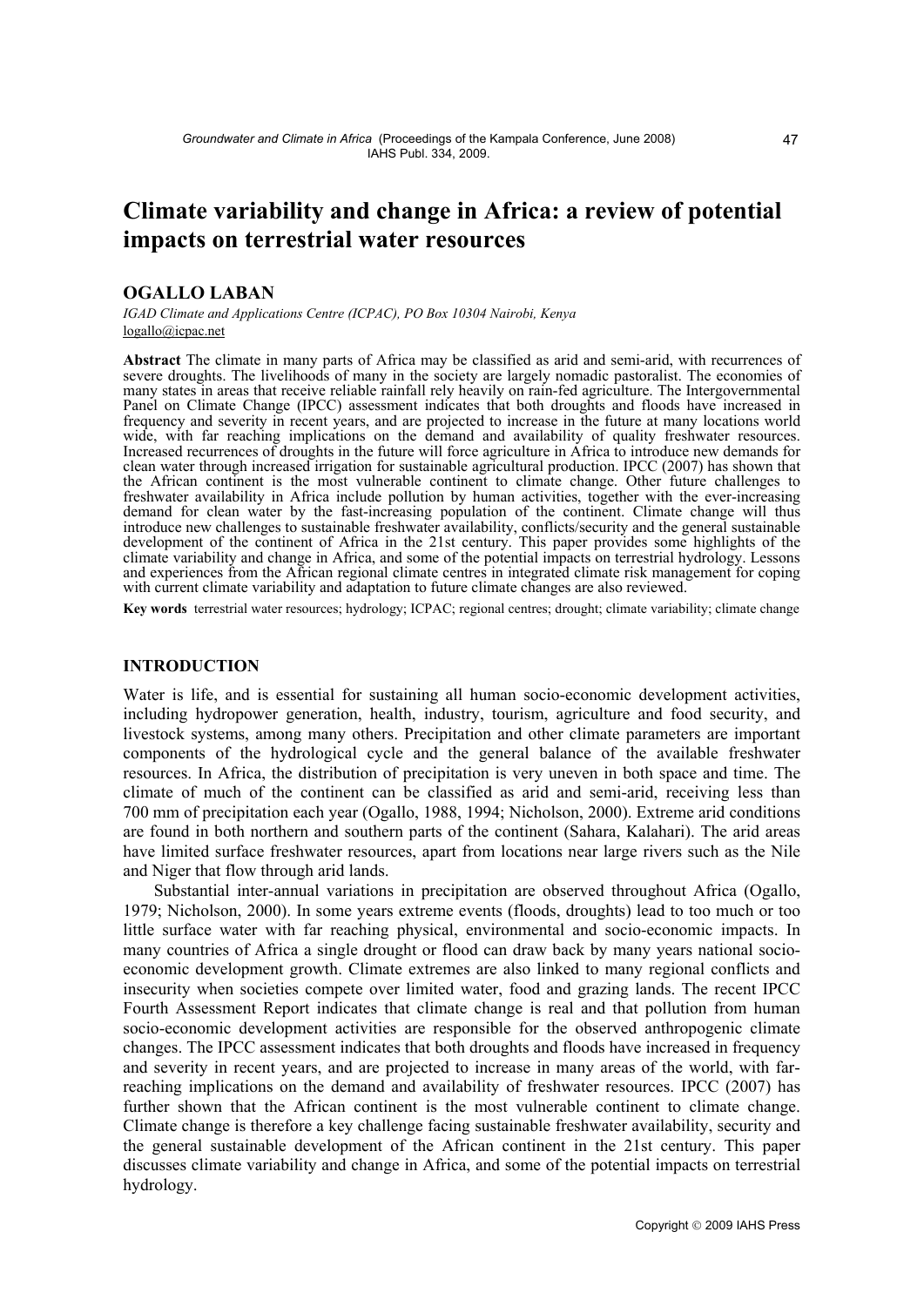# Climate variability and change in Africa: a review of potential impacts on terrestrial water resources

**OGALLO LABAN**

*IGAD Climate and Applications Centre (ICPAC), PO Box 10304 Nairobi, Kenya*
logallo@icpac.net

**Abstract** The climate in many parts of Africa may be classified as arid and semi-arid, with recurrences of severe droughts. The livelihoods of many in the society are largely nomadic pastoralist. The economies of many states in areas that receive reliable rainfall rely heavily on rain-fed agriculture. The Intergovernmental Panel on Climate Change (IPCC) assessment indicates that both droughts and floods have increased in frequency and severity in recent years, and are projected to increase in the future at many locations world wide, with far reaching implications on the demand and availability of quality freshwater resources. Increased recurrences of droughts in the future will force agriculture in Africa to introduce new demands for clean water through increased irrigation for sustainable agricultural production. IPCC (2007) has shown that the African continent is the most vulnerable continent to climate change. Other future challenges to freshwater availability in Africa include pollution by human activities, together with the ever-increasing demand for clean water by the fast-increasing population of the continent. Climate change will thus introduce new challenges to sustainable freshwater availability, conflicts/security and the general sustainable development of the continent of Africa in the 21st century. This paper provides some highlights of the climate variability and change in Africa, and some of the potential impacts on terrestrial hydrology. Lessons and experiences from the African regional climate centres in integrated climate risk management for coping with current climate variability and adaptation to future climate changes are also reviewed.

**Key words** terrestrial water resources; hydrology; ICPAC; regional centres; drought; climate variability; climate change

## INTRODUCTION

Water is life, and is essential for sustaining all human socio-economic development activities, including hydropower generation, health, industry, tourism, agriculture and food security, and livestock systems, among many others. Precipitation and other climate parameters are important components of the hydrological cycle and the general balance of the available freshwater resources. In Africa, the distribution of precipitation is very uneven in both space and time. The climate of much of the continent can be classified as arid and semi-arid, receiving less than 700 mm of precipitation each year (Ogallo, 1988, 1994; Nicholson, 2000). Extreme arid conditions are found in both northern and southern parts of the continent (Sahara, Kalahari). The arid areas have limited surface freshwater resources, apart from locations near large rivers such as the Nile and Niger that flow through arid lands.

Substantial inter-annual variations in precipitation are observed throughout Africa (Ogallo, 1979; Nicholson, 2000). In some years extreme events (floods, droughts) lead to too much or too little surface water with far reaching physical, environmental and socio-economic impacts. In many countries of Africa a single drought or flood can draw back by many years national socio-economic development growth. Climate extremes are also linked to many regional conflicts and insecurity when societies compete over limited water, food and grazing lands. The recent IPCC Fourth Assessment Report indicates that climate change is real and that pollution from human socio-economic development activities are responsible for the observed anthropogenic climate changes. The IPCC assessment indicates that both droughts and floods have increased in frequency and severity in recent years, and are projected to increase in many areas of the world, with far-reaching implications on the demand and availability of freshwater resources. IPCC (2007) has further shown that the African continent is the most vulnerable continent to climate change. Climate change is therefore a key challenge facing sustainable freshwater availability, security and the general sustainable development of the African continent in the 21st century. This paper discusses climate variability and change in Africa, and some of the potential impacts on terrestrial hydrology.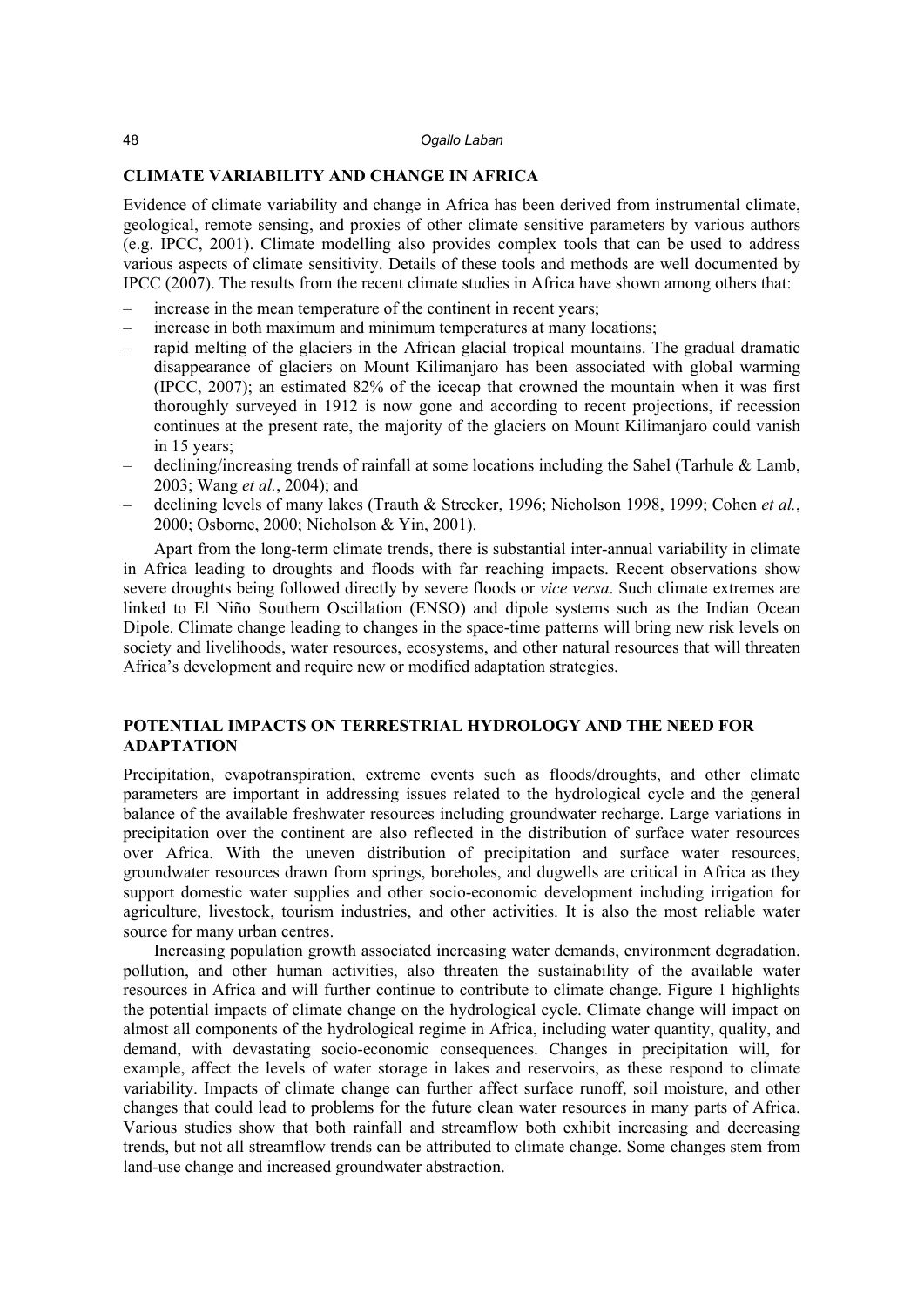## CLIMATE VARIABILITY AND CHANGE IN AFRICA

Evidence of climate variability and change in Africa has been derived from instrumental climate, geological, remote sensing, and proxies of other climate sensitive parameters by various authors (e.g. IPCC, 2001). Climate modelling also provides complex tools that can be used to address various aspects of climate sensitivity. Details of these tools and methods are well documented by IPCC (2007). The results from the recent climate studies in Africa have shown among others that:

- increase in the mean temperature of the continent in recent years;
- increase in both maximum and minimum temperatures at many locations;
- rapid melting of the glaciers in the African glacial tropical mountains. The gradual dramatic disappearance of glaciers on Mount Kilimanjaro has been associated with global warming (IPCC, 2007); an estimated 82% of the icecap that crowned the mountain when it was first thoroughly surveyed in 1912 is now gone and according to recent projections, if recession continues at the present rate, the majority of the glaciers on Mount Kilimanjaro could vanish in 15 years;
- declining/increasing trends of rainfall at some locations including the Sahel (Tarhule & Lamb, 2003; Wang *et al.*, 2004); and
- declining levels of many lakes (Trauth & Strecker, 1996; Nicholson 1998, 1999; Cohen *et al.*, 2000; Osborne, 2000; Nicholson & Yin, 2001).

Apart from the long-term climate trends, there is substantial inter-annual variability in climate in Africa leading to droughts and floods with far reaching impacts. Recent observations show severe droughts being followed directly by severe floods or *vice versa*. Such climate extremes are linked to El Niño Southern Oscillation (ENSO) and dipole systems such as the Indian Ocean Dipole. Climate change leading to changes in the space-time patterns will bring new risk levels on society and livelihoods, water resources, ecosystems, and other natural resources that will threaten Africa's development and require new or modified adaptation strategies.

## POTENTIAL IMPACTS ON TERRESTRIAL HYDROLOGY AND THE NEED FOR ADAPTATION

Precipitation, evapotranspiration, extreme events such as floods/droughts, and other climate parameters are important in addressing issues related to the hydrological cycle and the general balance of the available freshwater resources including groundwater recharge. Large variations in precipitation over the continent are also reflected in the distribution of surface water resources over Africa. With the uneven distribution of precipitation and surface water resources, groundwater resources drawn from springs, boreholes, and dugwells are critical in Africa as they support domestic water supplies and other socio-economic development including irrigation for agriculture, livestock, tourism industries, and other activities. It is also the most reliable water source for many urban centres.

Increasing population growth associated increasing water demands, environment degradation, pollution, and other human activities, also threaten the sustainability of the available water resources in Africa and will further continue to contribute to climate change. Figure 1 highlights the potential impacts of climate change on the hydrological cycle. Climate change will impact on almost all components of the hydrological regime in Africa, including water quantity, quality, and demand, with devastating socio-economic consequences. Changes in precipitation will, for example, affect the levels of water storage in lakes and reservoirs, as these respond to climate variability. Impacts of climate change can further affect surface runoff, soil moisture, and other changes that could lead to problems for the future clean water resources in many parts of Africa. Various studies show that both rainfall and streamflow both exhibit increasing and decreasing trends, but not all streamflow trends can be attributed to climate change. Some changes stem from land-use change and increased groundwater abstraction.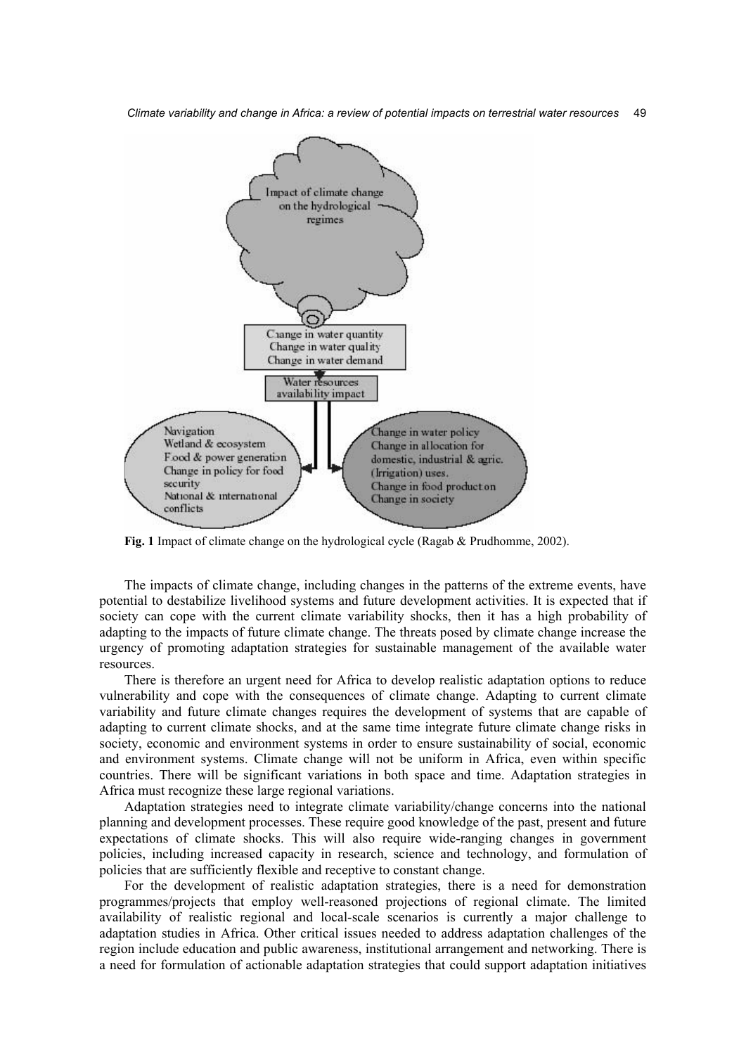Impact of climate change on the hydrological regimes

Change in water quantity
Change in water quality
Change in water demand

Water resources availability impact

Navigation
Wetland & ecosystem
Food & power generation
Change in policy for food security
National & international conflicts

Change in water policy
Change in allocation for domestic, industrial & agric. (Irrigation) uses.
Change in food production
Change in society

**Fig. 1** Impact of climate change on the hydrological cycle (Ragab & Prudhomme, 2002).

The impacts of climate change, including changes in the patterns of the extreme events, have potential to destabilize livelihood systems and future development activities. It is expected that if society can cope with the current climate variability shocks, then it has a high probability of adapting to the impacts of future climate change. The threats posed by climate change increase the urgency of promoting adaptation strategies for sustainable management of the available water resources.

There is therefore an urgent need for Africa to develop realistic adaptation options to reduce vulnerability and cope with the consequences of climate change. Adapting to current climate variability and future climate changes requires the development of systems that are capable of adapting to current climate shocks, and at the same time integrate future climate change risks in society, economic and environment systems in order to ensure sustainability of social, economic and environment systems. Climate change will not be uniform in Africa, even within specific countries. There will be significant variations in both space and time. Adaptation strategies in Africa must recognize these large regional variations.

Adaptation strategies need to integrate climate variability/change concerns into the national planning and development processes. These require good knowledge of the past, present and future expectations of climate shocks. This will also require wide-ranging changes in government policies, including increased capacity in research, science and technology, and formulation of policies that are sufficiently flexible and receptive to constant change.

For the development of realistic adaptation strategies, there is a need for demonstration programmes/projects that employ well-reasoned projections of regional climate. The limited availability of realistic regional and local-scale scenarios is currently a major challenge to adaptation studies in Africa. Other critical issues needed to address adaptation challenges of the region include education and public awareness, institutional arrangement and networking. There is a need for formulation of actionable adaptation strategies that could support adaptation initiatives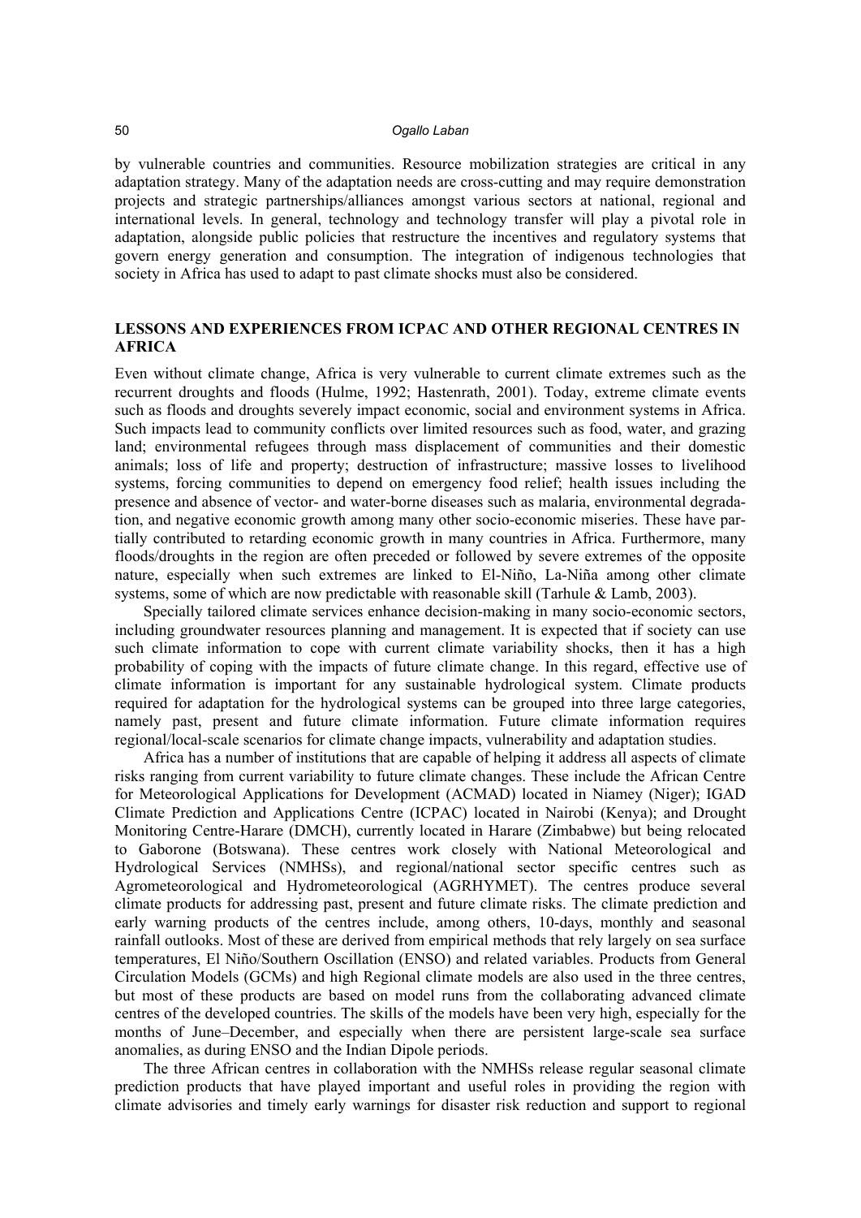by vulnerable countries and communities. Resource mobilization strategies are critical in any adaptation strategy. Many of the adaptation needs are cross-cutting and may require demonstration projects and strategic partnerships/alliances amongst various sectors at national, regional and international levels. In general, technology and technology transfer will play a pivotal role in adaptation, alongside public policies that restructure the incentives and regulatory systems that govern energy generation and consumption. The integration of indigenous technologies that society in Africa has used to adapt to past climate shocks must also be considered.

## LESSONS AND EXPERIENCES FROM ICPAC AND OTHER REGIONAL CENTRES IN AFRICA

Even without climate change, Africa is very vulnerable to current climate extremes such as the recurrent droughts and floods (Hulme, 1992; Hastenrath, 2001). Today, extreme climate events such as floods and droughts severely impact economic, social and environment systems in Africa. Such impacts lead to community conflicts over limited resources such as food, water, and grazing land; environmental refugees through mass displacement of communities and their domestic animals; loss of life and property; destruction of infrastructure; massive losses to livelihood systems, forcing communities to depend on emergency food relief; health issues including the presence and absence of vector- and water-borne diseases such as malaria, environmental degradation, and negative economic growth among many other socio-economic miseries. These have partially contributed to retarding economic growth in many countries in Africa. Furthermore, many floods/droughts in the region are often preceded or followed by severe extremes of the opposite nature, especially when such extremes are linked to El-Niño, La-Niña among other climate systems, some of which are now predictable with reasonable skill (Tarhule & Lamb, 2003).

Specially tailored climate services enhance decision-making in many socio-economic sectors, including groundwater resources planning and management. It is expected that if society can use such climate information to cope with current climate variability shocks, then it has a high probability of coping with the impacts of future climate change. In this regard, effective use of climate information is important for any sustainable hydrological system. Climate products required for adaptation for the hydrological systems can be grouped into three large categories, namely past, present and future climate information. Future climate information requires regional/local-scale scenarios for climate change impacts, vulnerability and adaptation studies.

Africa has a number of institutions that are capable of helping it address all aspects of climate risks ranging from current variability to future climate changes. These include the African Centre for Meteorological Applications for Development (ACMAD) located in Niamey (Niger); IGAD Climate Prediction and Applications Centre (ICPAC) located in Nairobi (Kenya); and Drought Monitoring Centre-Harare (DMCH), currently located in Harare (Zimbabwe) but being relocated to Gaborone (Botswana). These centres work closely with National Meteorological and Hydrological Services (NMHSs), and regional/national sector specific centres such as Agrometeorological and Hydrometeorological (AGRHYMET). The centres produce several climate products for addressing past, present and future climate risks. The climate prediction and early warning products of the centres include, among others, 10-days, monthly and seasonal rainfall outlooks. Most of these are derived from empirical methods that rely largely on sea surface temperatures, El Niño/Southern Oscillation (ENSO) and related variables. Products from General Circulation Models (GCMs) and high Regional climate models are also used in the three centres, but most of these products are based on model runs from the collaborating advanced climate centres of the developed countries. The skills of the models have been very high, especially for the months of June–December, and especially when there are persistent large-scale sea surface anomalies, as during ENSO and the Indian Dipole periods.

The three African centres in collaboration with the NMHSs release regular seasonal climate prediction products that have played important and useful roles in providing the region with climate advisories and timely early warnings for disaster risk reduction and support to regional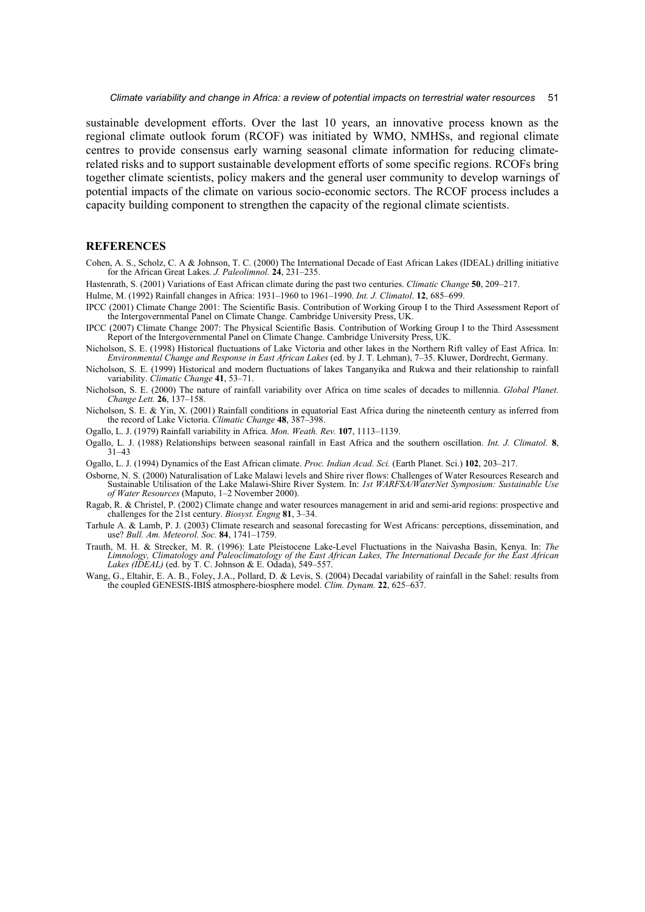sustainable development efforts. Over the last 10 years, an innovative process known as the regional climate outlook forum (RCOF) was initiated by WMO, NMHSs, and regional climate centres to provide consensus early warning seasonal climate information for reducing climate-related risks and to support sustainable development efforts of some specific regions. RCOFs bring together climate scientists, policy makers and the general user community to develop warnings of potential impacts of the climate on various socio-economic sectors. The RCOF process includes a capacity building component to strengthen the capacity of the regional climate scientists.

## REFERENCES

Cohen, A. S., Scholz, C. A & Johnson, T. C. (2000) The International Decade of East African Lakes (IDEAL) drilling initiative for the African Great Lakes. *J. Paleolimnol.* **24**, 231–235.

Hastenrath, S. (2001) Variations of East African climate during the past two centuries. *Climatic Change* **50**, 209–217.

Hulme, M. (1992) Rainfall changes in Africa: 1931–1960 to 1961–1990. *Int. J. Climatol*. **12**, 685–699.

IPCC (2001) Climate Change 2001: The Scientific Basis. Contribution of Working Group I to the Third Assessment Report of the Intergovernmental Panel on Climate Change. Cambridge University Press, UK.

IPCC (2007) Climate Change 2007: The Physical Scientific Basis. Contribution of Working Group I to the Third Assessment Report of the Intergovernmental Panel on Climate Change. Cambridge University Press, UK.

Nicholson, S. E. (1998) Historical fluctuations of Lake Victoria and other lakes in the Northern Rift valley of East Africa. In: *Environmental Change and Response in East African Lakes* (ed. by J. T. Lehman), 7–35. Kluwer, Dordrecht, Germany.

Nicholson, S. E. (1999) Historical and modern fluctuations of lakes Tanganyika and Rukwa and their relationship to rainfall variability. *Climatic Change* **41**, 53–71.

Nicholson, S. E. (2000) The nature of rainfall variability over Africa on time scales of decades to millennia. *Global Planet. Change Lett.* **26**, 137–158.

Nicholson, S. E. & Yin, X. (2001) Rainfall conditions in equatorial East Africa during the nineteenth century as inferred from the record of Lake Victoria. *Climatic Change* **48**, 387–398.

Ogallo, L. J. (1979) Rainfall variability in Africa. *Mon. Weath. Rev.* **107**, 1113–1139.

Ogallo, L. J. (1988) Relationships between seasonal rainfall in East Africa and the southern oscillation. *Int. J. Climatol.* **8**, 31–43

Ogallo, L. J. (1994) Dynamics of the East African climate. *Proc. Indian Acad. Sci.* (Earth Planet. Sci.) **102**, 203–217.

Osborne, N. S. (2000) Naturalisation of Lake Malawi levels and Shire river flows: Challenges of Water Resources Research and Sustainable Utilisation of the Lake Malawi-Shire River System. In: *1st WARFSA/WaterNet Symposium: Sustainable Use of Water Resources* (Maputo, 1–2 November 2000).

Ragab, R. & Christel, P. (2002) Climate change and water resources management in arid and semi-arid regions: prospective and challenges for the 21st century. *Biosyst. Engng* **81**, 3–34.

Tarhule A. & Lamb, P. J. (2003) Climate research and seasonal forecasting for West Africans: perceptions, dissemination, and use? *Bull. Am. Meteorol. Soc.* **84**, 1741–1759.

Trauth, M. H. & Strecker, M. R. (1996): Late Pleistocene Lake-Level Fluctuations in the Naivasha Basin, Kenya. In: *The Limnology, Climatology and Paleoclimatology of the East African Lakes, The International Decade for the East African Lakes (IDEAL)* (ed. by T. C. Johnson & E. Odada), 549–557.

Wang, G., Eltahir, E. A. B., Foley, J.A., Pollard, D. & Levis, S. (2004) Decadal variability of rainfall in the Sahel: results from the coupled GENESIS-IBIS atmosphere-biosphere model. *Clim. Dynam.* **22**, 625–637.